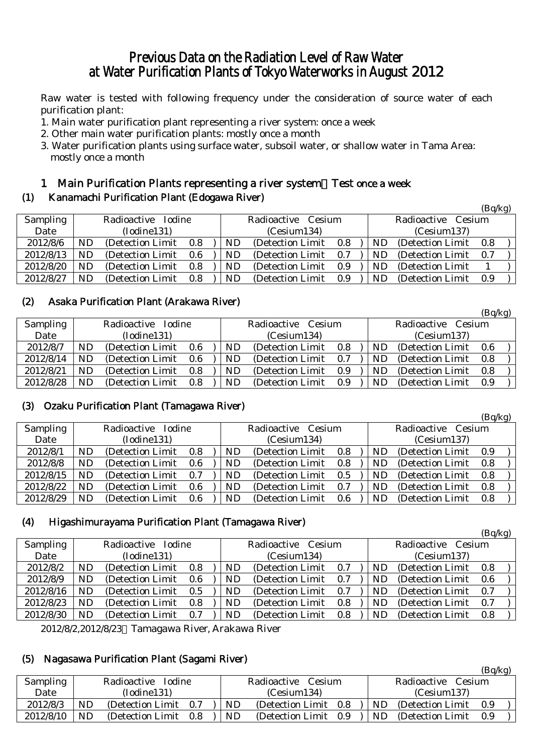# Previous Data on the Radiation Level of Raw Water at Water Purification Plants of Tokyo Waterworks in August 2012

Raw water is tested with following frequency under the consideration of source water of each purification plant:

1. Main water purification plant representing a river system: once a week
2. Other main water purification plants: mostly once a month
3. Water purification plants using surface water, subsoil water, or shallow water in Tama Area: mostly once a month

## 1 Main Purification Plants representing a river system：Test once a week

### (1) Kanamachi Purification Plant (Edogawa River)

(Bq/kg)

| Sampling Date | Radioactive Iodine (Iodine131) | Radioactive Cesium (Cesium134) | Radioactive Cesium (Cesium137) |
|---|---|---|---|
| 2012/8/6 | ND (Detection Limit 0.8 ) | ND (Detection Limit 0.8 ) | ND (Detection Limit 0.8 ) |
| 2012/8/13 | ND (Detection Limit 0.6 ) | ND (Detection Limit 0.7 ) | ND (Detection Limit 0.7 ) |
| 2012/8/20 | ND (Detection Limit 0.8 ) | ND (Detection Limit 0.9 ) | ND (Detection Limit 1 ) |
| 2012/8/27 | ND (Detection Limit 0.8 ) | ND (Detection Limit 0.9 ) | ND (Detection Limit 0.9 ) |

### (2) Asaka Purification Plant (Arakawa River)

(Bq/kg)

| Sampling Date | Radioactive Iodine (Iodine131) | Radioactive Cesium (Cesium134) | Radioactive Cesium (Cesium137) |
|---|---|---|---|
| 2012/8/7 | ND (Detection Limit 0.6 ) | ND (Detection Limit 0.8 ) | ND (Detection Limit 0.6 ) |
| 2012/8/14 | ND (Detection Limit 0.6 ) | ND (Detection Limit 0.7 ) | ND (Detection Limit 0.8 ) |
| 2012/8/21 | ND (Detection Limit 0.8 ) | ND (Detection Limit 0.9 ) | ND (Detection Limit 0.8 ) |
| 2012/8/28 | ND (Detection Limit 0.8 ) | ND (Detection Limit 0.9 ) | ND (Detection Limit 0.9 ) |

### (3) Ozaku Purification Plant (Tamagawa River)

(Bq/kg)

| Sampling Date | Radioactive Iodine (Iodine131) | Radioactive Cesium (Cesium134) | Radioactive Cesium (Cesium137) |
|---|---|---|---|
| 2012/8/1 | ND (Detection Limit 0.8 ) | ND (Detection Limit 0.8 ) | ND (Detection Limit 0.9 ) |
| 2012/8/8 | ND (Detection Limit 0.6 ) | ND (Detection Limit 0.8 ) | ND (Detection Limit 0.8 ) |
| 2012/8/15 | ND (Detection Limit 0.7 ) | ND (Detection Limit 0.5 ) | ND (Detection Limit 0.8 ) |
| 2012/8/22 | ND (Detection Limit 0.6 ) | ND (Detection Limit 0.7 ) | ND (Detection Limit 0.8 ) |
| 2012/8/29 | ND (Detection Limit 0.6 ) | ND (Detection Limit 0.6 ) | ND (Detection Limit 0.8 ) |

### (4) Higashimurayama Purification Plant (Tamagawa River)

(Bq/kg)

| Sampling Date | Radioactive Iodine (Iodine131) | Radioactive Cesium (Cesium134) | Radioactive Cesium (Cesium137) |
|---|---|---|---|
| 2012/8/2 | ND (Detection Limit 0.8 ) | ND (Detection Limit 0.7 ) | ND (Detection Limit 0.8 ) |
| 2012/8/9 | ND (Detection Limit 0.6 ) | ND (Detection Limit 0.7 ) | ND (Detection Limit 0.6 ) |
| 2012/8/16 | ND (Detection Limit 0.5 ) | ND (Detection Limit 0.7 ) | ND (Detection Limit 0.7 ) |
| 2012/8/23 | ND (Detection Limit 0.8 ) | ND (Detection Limit 0.8 ) | ND (Detection Limit 0.7 ) |
| 2012/8/30 | ND (Detection Limit 0.7 ) | ND (Detection Limit 0.8 ) | ND (Detection Limit 0.8 ) |

2012/8/2,2012/8/23：Tamagawa River, Arakawa River

### (5) Nagasawa Purification Plant (Sagami River)

(Bq/kg)

| Sampling Date | Radioactive Iodine (Iodine131) | Radioactive Cesium (Cesium134) | Radioactive Cesium (Cesium137) |
|---|---|---|---|
| 2012/8/3 | ND (Detection Limit 0.7 ) | ND (Detection Limit 0.8 ) | ND (Detection Limit 0.9 ) |
| 2012/8/10 | ND (Detection Limit 0.8 ) | ND (Detection Limit 0.9 ) | ND (Detection Limit 0.9 ) |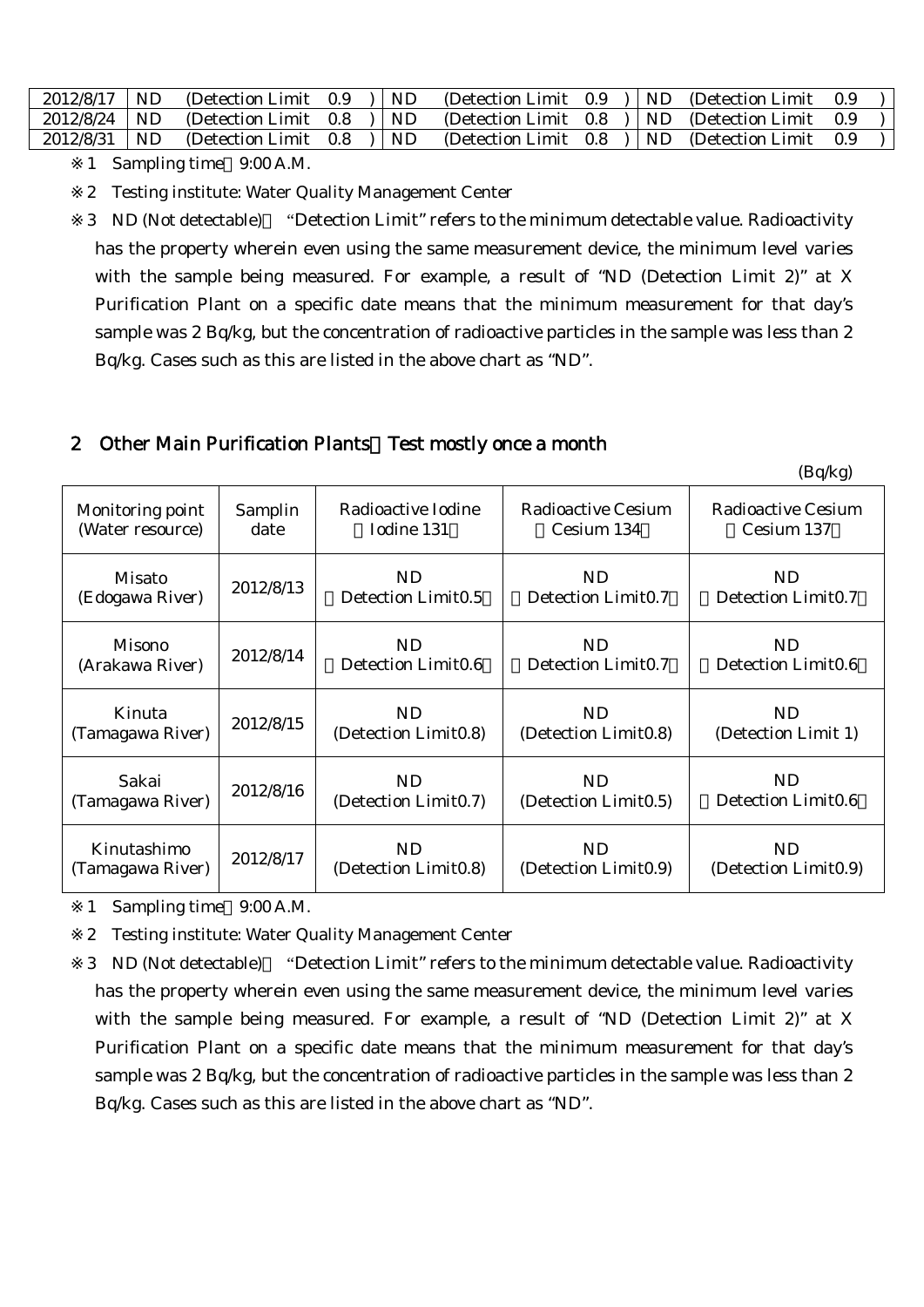| 2012/8/17 | ND (Detection Limit 0.9 ) | ND (Detection Limit 0.9 ) | ND (Detection Limit 0.9 ) |
|---|---|---|---|
| 2012/8/24 | ND (Detection Limit 0.8 ) | ND (Detection Limit 0.8 ) | ND (Detection Limit 0.9 ) |
| 2012/8/31 | ND (Detection Limit 0.8 ) | ND (Detection Limit 0.8 ) | ND (Detection Limit 0.9 ) |

※1 Sampling time 9:00 A.M.

※2 Testing institute: Water Quality Management Center

※3 ND (Not detectable) "Detection Limit" refers to the minimum detectable value. Radioactivity has the property wherein even using the same measurement device, the minimum level varies with the sample being measured. For example, a result of "ND (Detection Limit 2)" at X Purification Plant on a specific date means that the minimum measurement for that day's sample was 2 Bq/kg, but the concentration of radioactive particles in the sample was less than 2 Bq/kg. Cases such as this are listed in the above chart as "ND".

## 2 Other Main Purification Plants Test mostly once a month

(Bq/kg)

| Monitoring point (Water resource) | Samplin date | Radioactive Iodine (Iodine 131) | Radioactive Cesium (Cesium 134) | Radioactive Cesium (Cesium 137) |
|---|---|---|---|---|
| Misato (Edogawa River) | 2012/8/13 | ND (Detection Limit0.5) | ND (Detection Limit0.7) | ND (Detection Limit0.7) |
| Misono (Arakawa River) | 2012/8/14 | ND (Detection Limit0.6) | ND (Detection Limit0.7) | ND (Detection Limit0.6) |
| Kinuta (Tamagawa River) | 2012/8/15 | ND (Detection Limit0.8) | ND (Detection Limit0.8) | ND (Detection Limit 1) |
| Sakai (Tamagawa River) | 2012/8/16 | ND (Detection Limit0.7) | ND (Detection Limit0.5) | ND (Detection Limit0.6) |
| Kinutashimo (Tamagawa River) | 2012/8/17 | ND (Detection Limit0.8) | ND (Detection Limit0.9) | ND (Detection Limit0.9) |

※1 Sampling time 9:00 A.M.

※2 Testing institute: Water Quality Management Center

※3 ND (Not detectable) "Detection Limit" refers to the minimum detectable value. Radioactivity has the property wherein even using the same measurement device, the minimum level varies with the sample being measured. For example, a result of "ND (Detection Limit 2)" at X Purification Plant on a specific date means that the minimum measurement for that day's sample was 2 Bq/kg, but the concentration of radioactive particles in the sample was less than 2 Bq/kg. Cases such as this are listed in the above chart as "ND".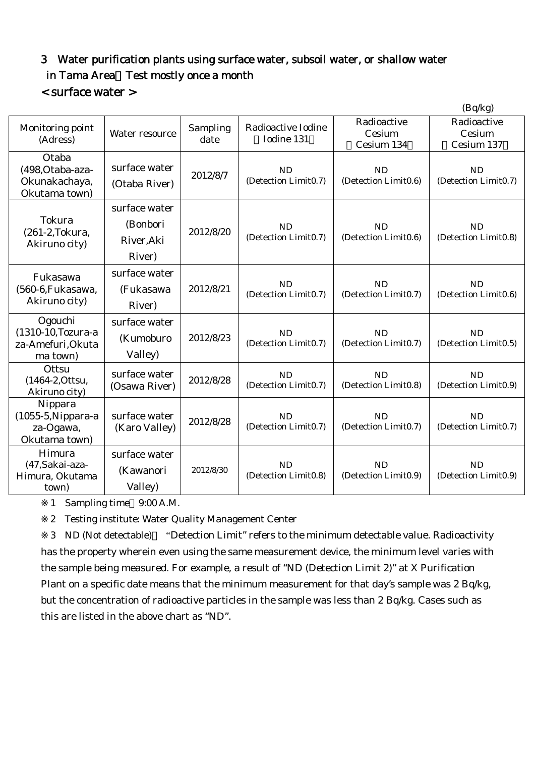## 3 Water purification plants using surface water, subsoil water, or shallow water in Tama Area（Test mostly once a month

### < surface water >

(Bq/kg)

| Monitoring point (Adress) | Water resource | Sampling date | Radioactive Iodine （Iodine 131） | Radioactive Cesium （Cesium 134） | Radioactive Cesium （Cesium 137） |
|---|---|---|---|---|---|
| Otaba (498,Otaba-aza-Okunakachaya, Okutama town) | surface water (Otaba River) | 2012/8/7 | ND (Detection Limit0.7) | ND (Detection Limit0.6) | ND (Detection Limit0.7) |
| Tokura (261-2,Tokura, Akiruno city) | surface water (Bonbori River,Aki River) | 2012/8/20 | ND (Detection Limit0.7) | ND (Detection Limit0.6) | ND (Detection Limit0.8) |
| Fukasawa (560-6,Fukasawa, Akiruno city) | surface water (Fukasawa River) | 2012/8/21 | ND (Detection Limit0.7) | ND (Detection Limit0.7) | ND (Detection Limit0.6) |
| Ogouchi (1310-10,Tozura-aza-Amefuri,Okutama town) | surface water (Kumoburo Valley) | 2012/8/23 | ND (Detection Limit0.7) | ND (Detection Limit0.7) | ND (Detection Limit0.5) |
| Ottsu (1464-2,Ottsu, Akiruno city) | surface water (Osawa River) | 2012/8/28 | ND (Detection Limit0.7) | ND (Detection Limit0.8) | ND (Detection Limit0.9) |
| Nippara (1055-5,Nippara-aza-Ogawa, Okutama town) | surface water (Karo Valley) | 2012/8/28 | ND (Detection Limit0.7) | ND (Detection Limit0.7) | ND (Detection Limit0.7) |
| Himura (47,Sakai-aza-Himura, Okutama town) | surface water (Kawanori Valley) | 2012/8/30 | ND (Detection Limit0.8) | ND (Detection Limit0.9) | ND (Detection Limit0.9) |

※1 Sampling time：9:00 A.M.

※2 Testing institute: Water Quality Management Center

※3 ND (Not detectable)： "Detection Limit" refers to the minimum detectable value. Radioactivity has the property wherein even using the same measurement device, the minimum level varies with the sample being measured. For example, a result of "ND (Detection Limit 2)" at X Purification Plant on a specific date means that the minimum measurement for that day's sample was 2 Bq/kg, but the concentration of radioactive particles in the sample was less than 2 Bq/kg. Cases such as this are listed in the above chart as "ND".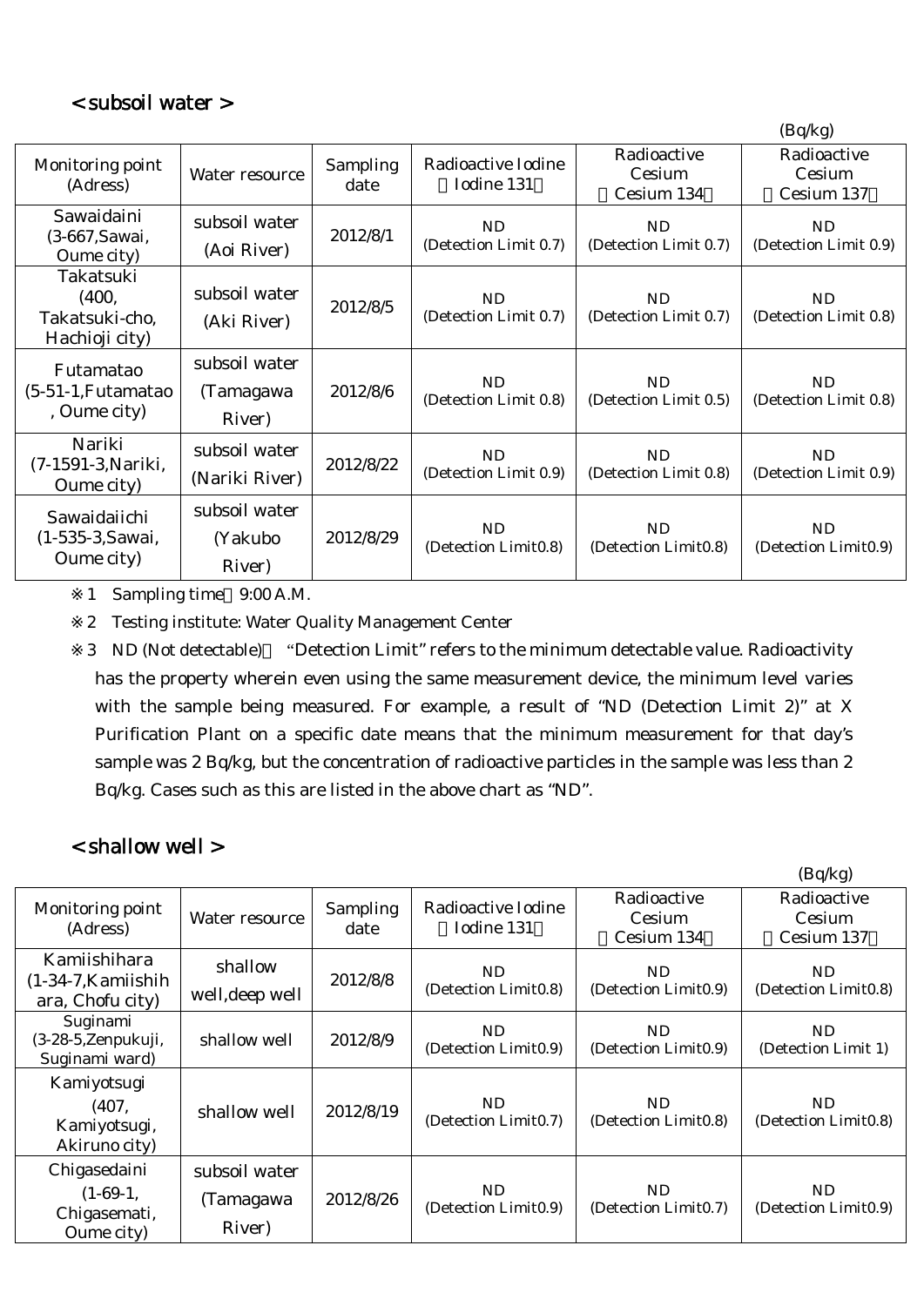## ＜subsoil water＞

(Bq/kg)

| Monitoring point (Adress) | Water resource | Sampling date | Radioactive Iodine （Iodine 131） | Radioactive Cesium （Cesium 134） | Radioactive Cesium （Cesium 137） |
|---|---|---|---|---|---|
| Sawaidaini (3-667,Sawai, Oume city) | subsoil water (Aoi River) | 2012/8/1 | ND (Detection Limit 0.7) | ND (Detection Limit 0.7) | ND (Detection Limit 0.9) |
| Takatsuki (400, Takatsuki-cho, Hachioji city) | subsoil water (Aki River) | 2012/8/5 | ND (Detection Limit 0.7) | ND (Detection Limit 0.7) | ND (Detection Limit 0.8) |
| Futamatao (5-51-1,Futamatao , Oume city) | subsoil water (Tamagawa River) | 2012/8/6 | ND (Detection Limit 0.8) | ND (Detection Limit 0.5) | ND (Detection Limit 0.8) |
| Nariki (7-1591-3,Nariki, Oume city) | subsoil water (Nariki River) | 2012/8/22 | ND (Detection Limit 0.9) | ND (Detection Limit 0.8) | ND (Detection Limit 0.9) |
| Sawaidaiichi (1-535-3,Sawai, Oume city) | subsoil water (Yakubo River) | 2012/8/29 | ND (Detection Limit0.8) | ND (Detection Limit0.8) | ND (Detection Limit0.9) |

※1 Sampling time：9:00 A.M.

※2 Testing institute: Water Quality Management Center

※3 ND (Not detectable)： "Detection Limit" refers to the minimum detectable value. Radioactivity has the property wherein even using the same measurement device, the minimum level varies with the sample being measured. For example, a result of "ND (Detection Limit 2)" at X Purification Plant on a specific date means that the minimum measurement for that day's sample was 2 Bq/kg, but the concentration of radioactive particles in the sample was less than 2 Bq/kg. Cases such as this are listed in the above chart as "ND".

## ＜shallow well＞

(Bq/kg)

| Monitoring point (Adress) | Water resource | Sampling date | Radioactive Iodine （Iodine 131） | Radioactive Cesium （Cesium 134） | Radioactive Cesium （Cesium 137） |
|---|---|---|---|---|---|
| Kamiishihara (1-34-7,Kamiishihara, Chofu city) | shallow well,deep well | 2012/8/8 | ND (Detection Limit0.8) | ND (Detection Limit0.9) | ND (Detection Limit0.8) |
| Suginami (3-28-5,Zenpukuji, Suginami ward) | shallow well | 2012/8/9 | ND (Detection Limit0.9) | ND (Detection Limit0.9) | ND (Detection Limit 1) |
| Kamiyotsugi (407, Kamiyotsugi, Akiruno city) | shallow well | 2012/8/19 | ND (Detection Limit0.7) | ND (Detection Limit0.8) | ND (Detection Limit0.8) |
| Chigasedaini (1-69-1, Chigasemati, Oume city) | subsoil water (Tamagawa River) | 2012/8/26 | ND (Detection Limit0.9) | ND (Detection Limit0.7) | ND (Detection Limit0.9) |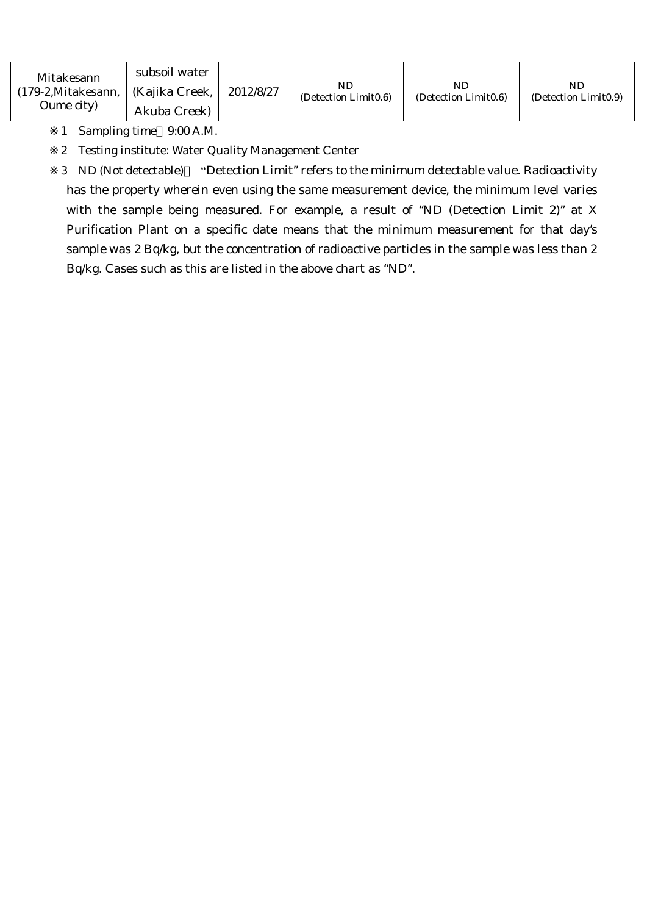| | | | | | |
|---|---|---|---|---|---|
| Mitakesann (179-2,Mitakesann, Oume city) | subsoil water (Kajika Creek, Akuba Creek) | 2012/8/27 | ND (Detection Limit0.6) | ND (Detection Limit0.6) | ND (Detection Limit0.9) |

※1　Sampling time：9:00 A.M.

※2　Testing institute: Water Quality Management Center

※3　ND (Not detectable)：　"Detection Limit" refers to the minimum detectable value. Radioactivity has the property wherein even using the same measurement device, the minimum level varies with the sample being measured. For example, a result of "ND (Detection Limit 2)" at X Purification Plant on a specific date means that the minimum measurement for that day's sample was 2 Bq/kg, but the concentration of radioactive particles in the sample was less than 2 Bq/kg. Cases such as this are listed in the above chart as "ND".